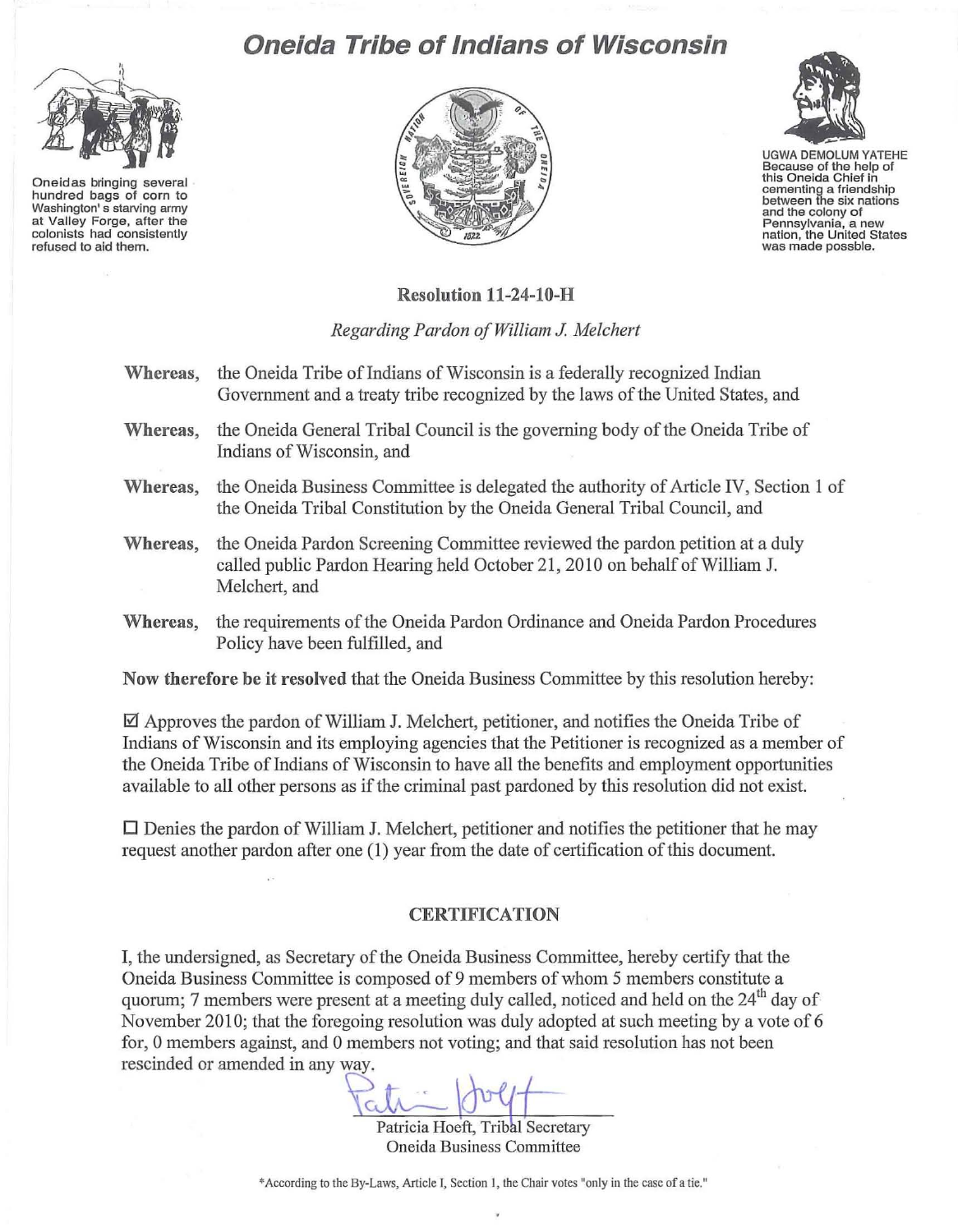# Oneida Tribe of Indians of Wisconsin

Oneidas bringing several hundred bags of corn to Washington's starving army at Valley Forge, after the colonists had consistently refused to aid them.

UGWA DEMOLUM YATEHE
Because of the help of this Oneida Chief in cementing a friendship between the six nations and the colony of Pennsylvania, a new nation, the United States was made possble.

**Resolution 11-24-10-H**

*Regarding Pardon of William J. Melchert*

**Whereas,** the Oneida Tribe of Indians of Wisconsin is a federally recognized Indian Government and a treaty tribe recognized by the laws of the United States, and

**Whereas,** the Oneida General Tribal Council is the governing body of the Oneida Tribe of Indians of Wisconsin, and

**Whereas,** the Oneida Business Committee is delegated the authority of Article IV, Section 1 of the Oneida Tribal Constitution by the Oneida General Tribal Council, and

**Whereas,** the Oneida Pardon Screening Committee reviewed the pardon petition at a duly called public Pardon Hearing held October 21, 2010 on behalf of William J. Melchert, and

**Whereas,** the requirements of the Oneida Pardon Ordinance and Oneida Pardon Procedures Policy have been fulfilled, and

**Now therefore be it resolved** that the Oneida Business Committee by this resolution hereby:

☑ Approves the pardon of William J. Melchert, petitioner, and notifies the Oneida Tribe of Indians of Wisconsin and its employing agencies that the Petitioner is recognized as a member of the Oneida Tribe of Indians of Wisconsin to have all the benefits and employment opportunities available to all other persons as if the criminal past pardoned by this resolution did not exist.

☐ Denies the pardon of William J. Melchert, petitioner and notifies the petitioner that he may request another pardon after one (1) year from the date of certification of this document.

## CERTIFICATION

I, the undersigned, as Secretary of the Oneida Business Committee, hereby certify that the Oneida Business Committee is composed of 9 members of whom 5 members constitute a quorum; 7 members were present at a meeting duly called, noticed and held on the 24th day of November 2010; that the foregoing resolution was duly adopted at such meeting by a vote of 6 for, 0 members against, and 0 members not voting; and that said resolution has not been rescinded or amended in any way.

Patricia Hoeft, Tribal Secretary
Oneida Business Committee

*According to the By-Laws, Article I, Section 1, the Chair votes "only in the case of a tie."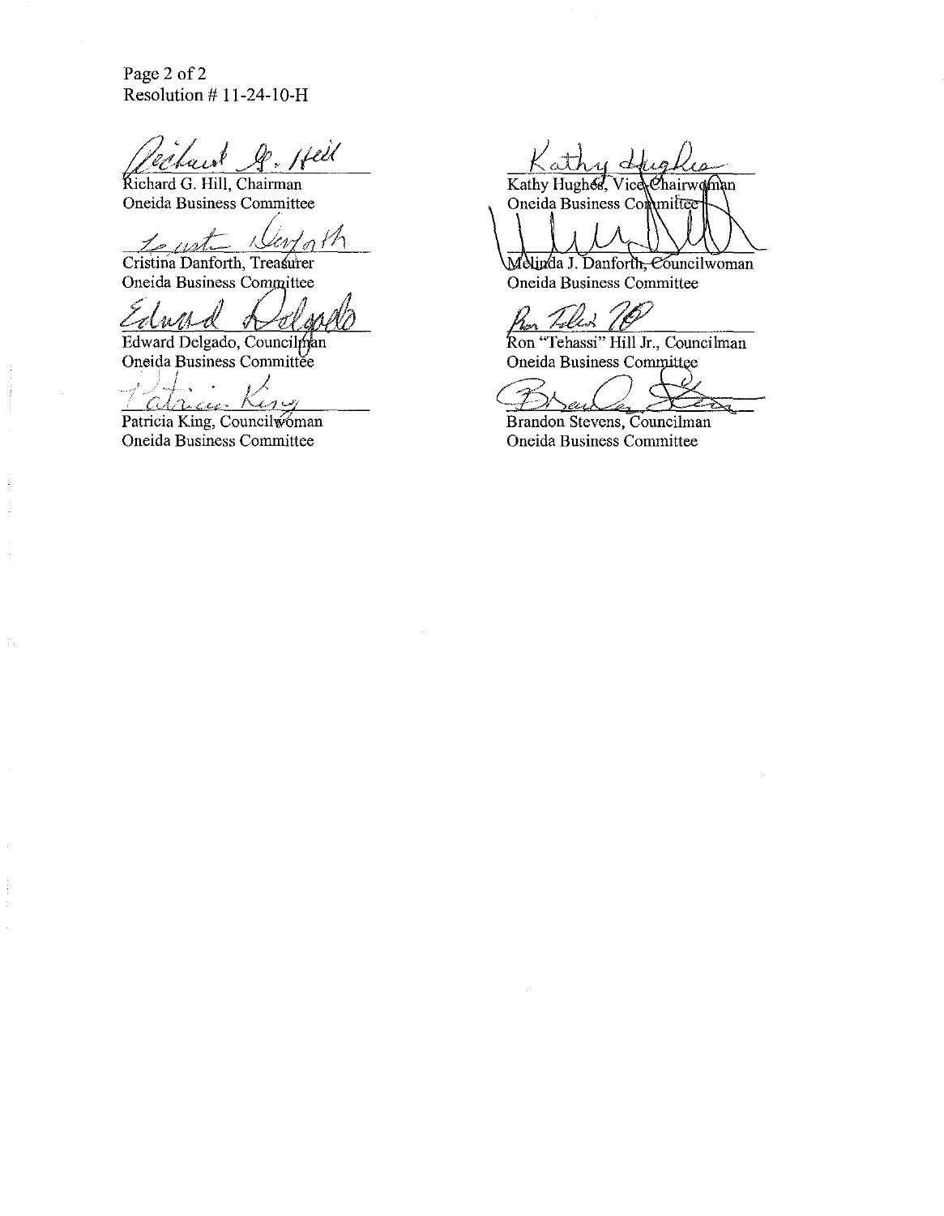Resolution # 11-24-10-H

Richard G. Hill, Chairman
Oneida Business Committee

Cristina Danforth, Treasurer
Oneida Business Committee

Edward Delgado, Councilman
Oneida Business Committee

Patricia King, Councilwoman
Oneida Business Committee

Kathy Hughes, Vice-Chairwoman
Oneida Business Committee

Melinda J. Danforth, Councilwoman
Oneida Business Committee

Ron "Tehassi" Hill Jr., Councilman
Oneida Business Committee

Brandon Stevens, Councilman
Oneida Business Committee